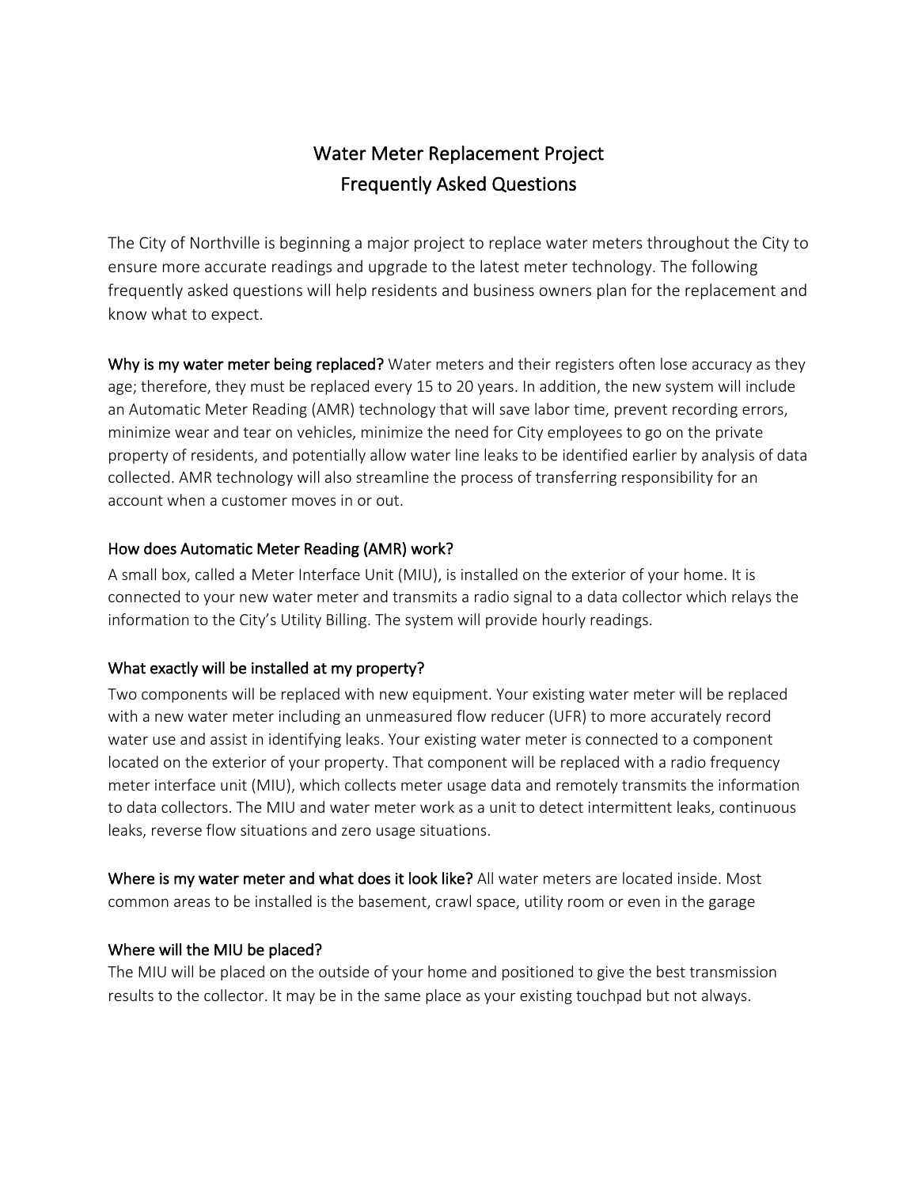# Water Meter Replacement Project
## Frequently Asked Questions

The City of Northville is beginning a major project to replace water meters throughout the City to ensure more accurate readings and upgrade to the latest meter technology. The following frequently asked questions will help residents and business owners plan for the replacement and know what to expect.

**Why is my water meter being replaced?** Water meters and their registers often lose accuracy as they age; therefore, they must be replaced every 15 to 20 years. In addition, the new system will include an Automatic Meter Reading (AMR) technology that will save labor time, prevent recording errors, minimize wear and tear on vehicles, minimize the need for City employees to go on the private property of residents, and potentially allow water line leaks to be identified earlier by analysis of data collected. AMR technology will also streamline the process of transferring responsibility for an account when a customer moves in or out.

### How does Automatic Meter Reading (AMR) work?

A small box, called a Meter Interface Unit (MIU), is installed on the exterior of your home. It is connected to your new water meter and transmits a radio signal to a data collector which relays the information to the City's Utility Billing. The system will provide hourly readings.

### What exactly will be installed at my property?

Two components will be replaced with new equipment. Your existing water meter will be replaced with a new water meter including an unmeasured flow reducer (UFR) to more accurately record water use and assist in identifying leaks. Your existing water meter is connected to a component located on the exterior of your property. That component will be replaced with a radio frequency meter interface unit (MIU), which collects meter usage data and remotely transmits the information to data collectors. The MIU and water meter work as a unit to detect intermittent leaks, continuous leaks, reverse flow situations and zero usage situations.

**Where is my water meter and what does it look like?** All water meters are located inside. Most common areas to be installed is the basement, crawl space, utility room or even in the garage

### Where will the MIU be placed?

The MIU will be placed on the outside of your home and positioned to give the best transmission results to the collector. It may be in the same place as your existing touchpad but not always.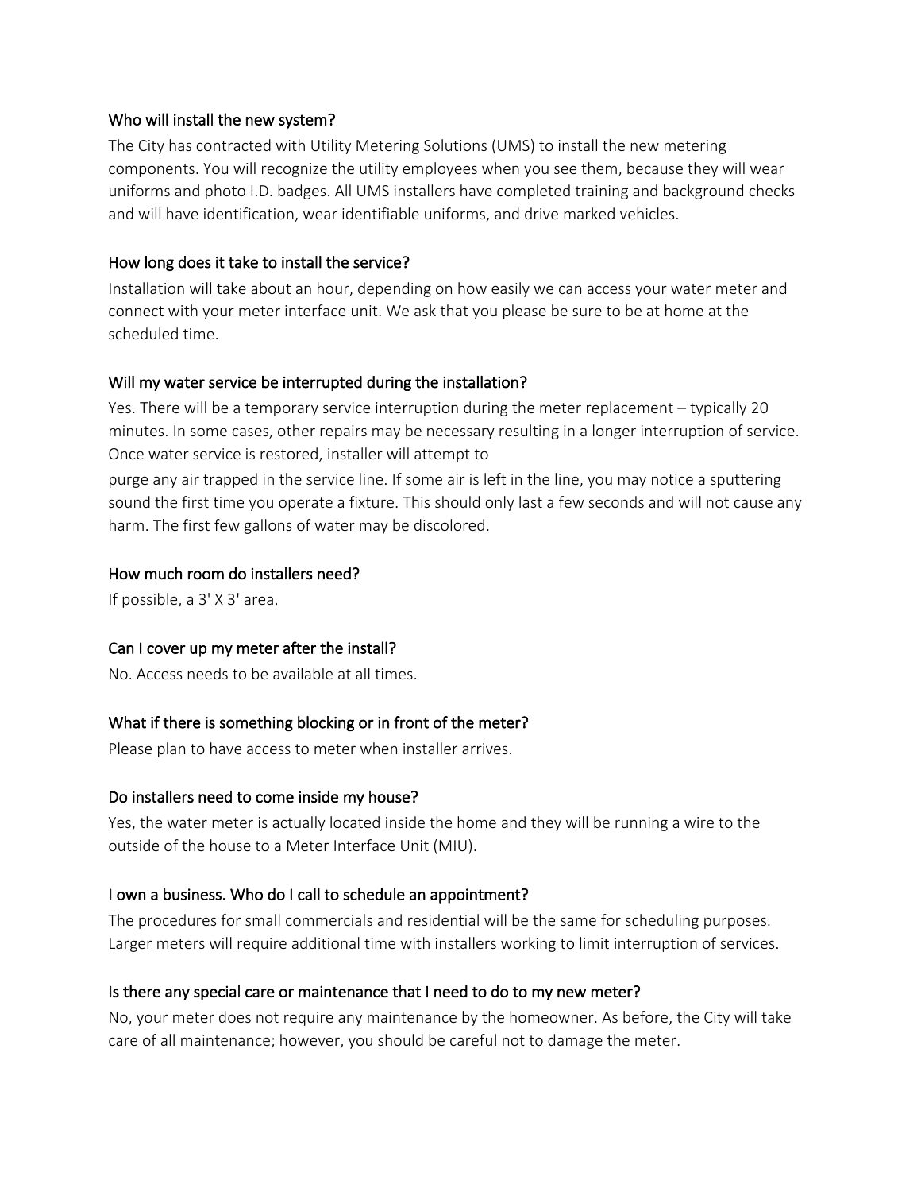### Who will install the new system?

The City has contracted with Utility Metering Solutions (UMS) to install the new metering components. You will recognize the utility employees when you see them, because they will wear uniforms and photo I.D. badges. All UMS installers have completed training and background checks and will have identification, wear identifiable uniforms, and drive marked vehicles.

### How long does it take to install the service?

Installation will take about an hour, depending on how easily we can access your water meter and connect with your meter interface unit. We ask that you please be sure to be at home at the scheduled time.

### Will my water service be interrupted during the installation?

Yes. There will be a temporary service interruption during the meter replacement – typically 20 minutes. In some cases, other repairs may be necessary resulting in a longer interruption of service. Once water service is restored, installer will attempt to

purge any air trapped in the service line. If some air is left in the line, you may notice a sputtering sound the first time you operate a fixture. This should only last a few seconds and will not cause any harm. The first few gallons of water may be discolored.

### How much room do installers need?

If possible, a 3' X 3' area.

### Can I cover up my meter after the install?

No. Access needs to be available at all times.

### What if there is something blocking or in front of the meter?

Please plan to have access to meter when installer arrives.

### Do installers need to come inside my house?

Yes, the water meter is actually located inside the home and they will be running a wire to the outside of the house to a Meter Interface Unit (MIU).

### I own a business. Who do I call to schedule an appointment?

The procedures for small commercials and residential will be the same for scheduling purposes. Larger meters will require additional time with installers working to limit interruption of services.

### Is there any special care or maintenance that I need to do to my new meter?

No, your meter does not require any maintenance by the homeowner. As before, the City will take care of all maintenance; however, you should be careful not to damage the meter.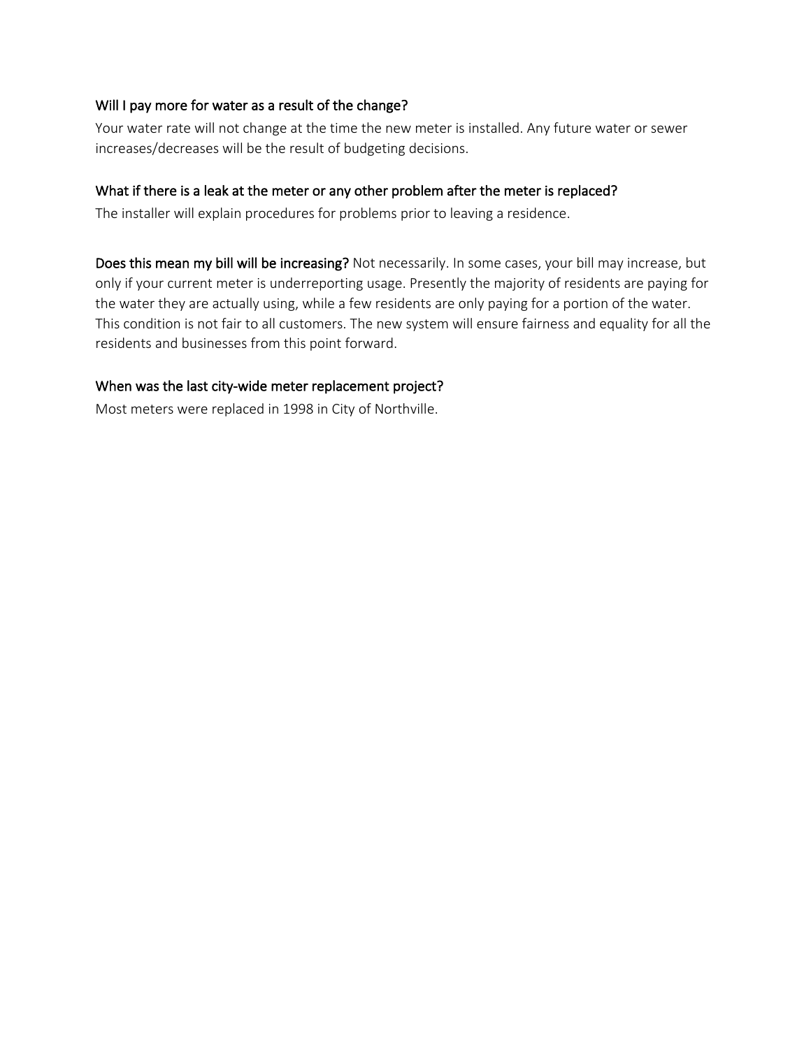### Will I pay more for water as a result of the change?

Your water rate will not change at the time the new meter is installed. Any future water or sewer increases/decreases will be the result of budgeting decisions.

### What if there is a leak at the meter or any other problem after the meter is replaced?

The installer will explain procedures for problems prior to leaving a residence.

**Does this mean my bill will be increasing?** Not necessarily. In some cases, your bill may increase, but only if your current meter is underreporting usage. Presently the majority of residents are paying for the water they are actually using, while a few residents are only paying for a portion of the water. This condition is not fair to all customers. The new system will ensure fairness and equality for all the residents and businesses from this point forward.

### When was the last city-wide meter replacement project?

Most meters were replaced in 1998 in City of Northville.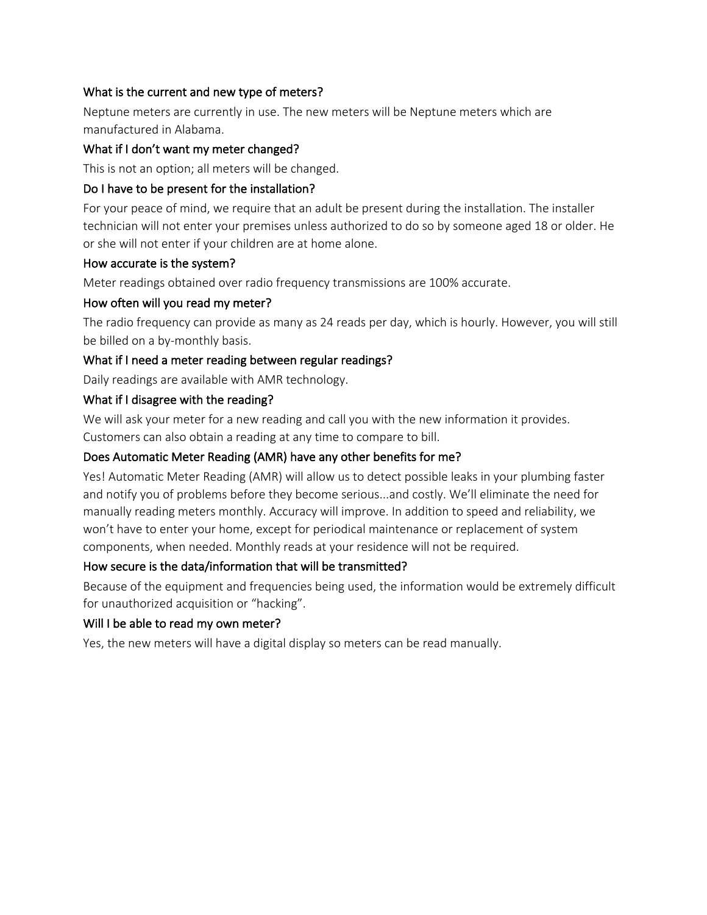### What is the current and new type of meters?

Neptune meters are currently in use. The new meters will be Neptune meters which are manufactured in Alabama.

### What if I don't want my meter changed?

This is not an option; all meters will be changed.

### Do I have to be present for the installation?

For your peace of mind, we require that an adult be present during the installation. The installer technician will not enter your premises unless authorized to do so by someone aged 18 or older. He or she will not enter if your children are at home alone.

### How accurate is the system?

Meter readings obtained over radio frequency transmissions are 100% accurate.

### How often will you read my meter?

The radio frequency can provide as many as 24 reads per day, which is hourly. However, you will still be billed on a by-monthly basis.

### What if I need a meter reading between regular readings?

Daily readings are available with AMR technology.

### What if I disagree with the reading?

We will ask your meter for a new reading and call you with the new information it provides. Customers can also obtain a reading at any time to compare to bill.

### Does Automatic Meter Reading (AMR) have any other benefits for me?

Yes! Automatic Meter Reading (AMR) will allow us to detect possible leaks in your plumbing faster and notify you of problems before they become serious...and costly. We'll eliminate the need for manually reading meters monthly. Accuracy will improve. In addition to speed and reliability, we won't have to enter your home, except for periodical maintenance or replacement of system components, when needed. Monthly reads at your residence will not be required.

### How secure is the data/information that will be transmitted?

Because of the equipment and frequencies being used, the information would be extremely difficult for unauthorized acquisition or "hacking".

### Will I be able to read my own meter?

Yes, the new meters will have a digital display so meters can be read manually.